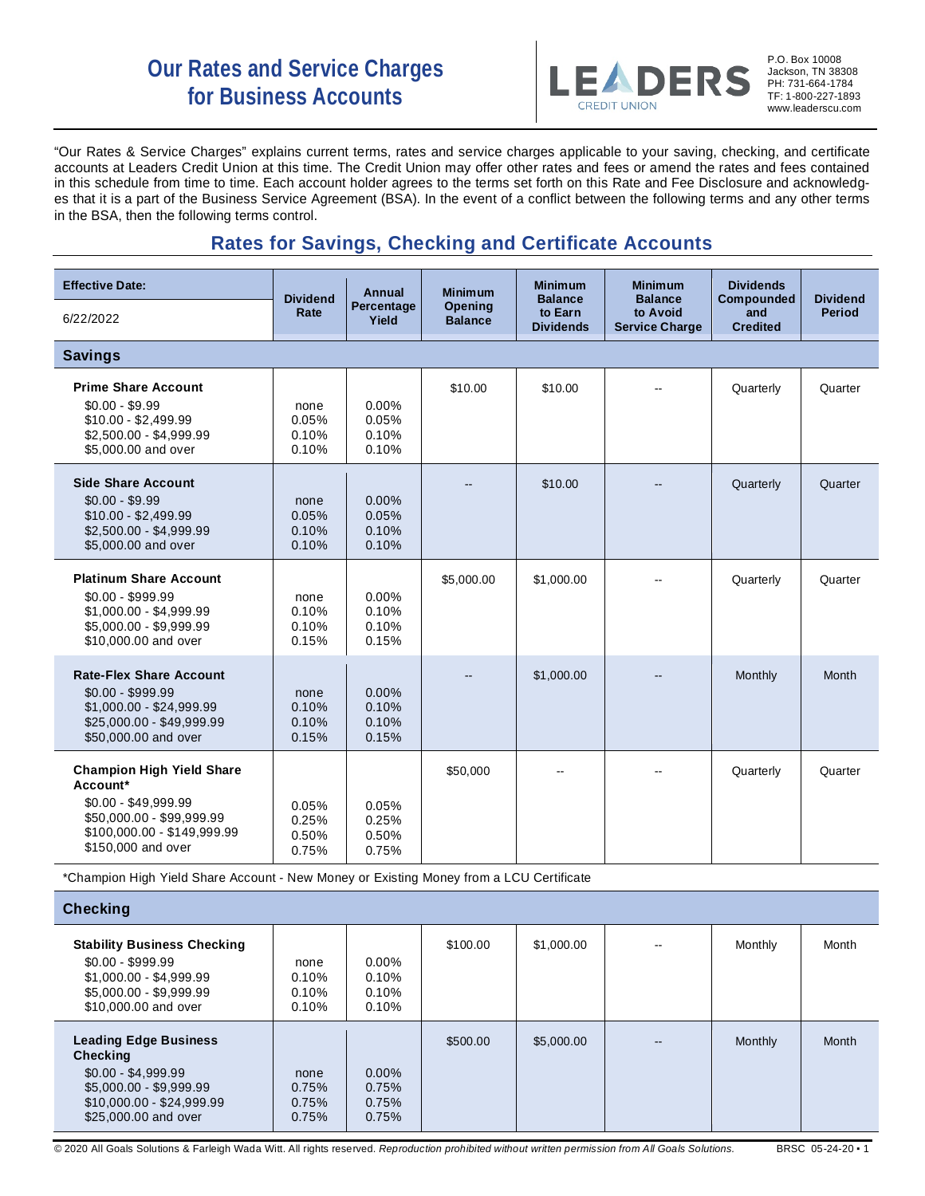# Our Rates and Service Charges for Business Accounts

**LEADERS CREDIT UNION**

P.O. Box 10008
Jackson, TN 38308
PH: 731-664-1784
TF: 1-800-227-1893
www.leaderscu.com

"Our Rates & Service Charges" explains current terms, rates and service charges applicable to your saving, checking, and certificate accounts at Leaders Credit Union at this time. The Credit Union may offer other rates and fees or amend the rates and fees contained in this schedule from time to time. Each account holder agrees to the terms set forth on this Rate and Fee Disclosure and acknowledges that it is a part of the Business Service Agreement (BSA). In the event of a conflict between the following terms and any other terms in the BSA, then the following terms control.

## Rates for Savings, Checking and Certificate Accounts

| Effective Date: 6/22/2022 | Dividend Rate | Annual Percentage Yield | Minimum Opening Balance | Minimum Balance to Earn Dividends | Minimum Balance to Avoid Service Charge | Dividends Compounded and Credited | Dividend Period |
|---|---|---|---|---|---|---|---|
| **Savings** | | | | | | | |
| **Prime Share Account** | | | $10.00 | $10.00 | -- | Quarterly | Quarter |
| $0.00 - $9.99 | none | 0.00% | | | | | |
| $10.00 - $2,499.99 | 0.05% | 0.05% | | | | | |
| $2,500.00 - $4,999.99 | 0.10% | 0.10% | | | | | |
| $5,000.00 and over | 0.10% | 0.10% | | | | | |
| **Side Share Account** | | | -- | $10.00 | -- | Quarterly | Quarter |
| $0.00 - $9.99 | none | 0.00% | | | | | |
| $10.00 - $2,499.99 | 0.05% | 0.05% | | | | | |
| $2,500.00 - $4,999.99 | 0.10% | 0.10% | | | | | |
| $5,000.00 and over | 0.10% | 0.10% | | | | | |
| **Platinum Share Account** | | | $5,000.00 | $1,000.00 | -- | Quarterly | Quarter |
| $0.00 - $999.99 | none | 0.00% | | | | | |
| $1,000.00 - $4,999.99 | 0.10% | 0.10% | | | | | |
| $5,000.00 - $9,999.99 | 0.10% | 0.10% | | | | | |
| $10,000.00 and over | 0.15% | 0.15% | | | | | |
| **Rate-Flex Share Account** | | | -- | $1,000.00 | -- | Monthly | Month |
| $0.00 - $999.99 | none | 0.00% | | | | | |
| $1,000.00 - $24,999.99 | 0.10% | 0.10% | | | | | |
| $25,000.00 - $49,999.99 | 0.10% | 0.10% | | | | | |
| $50,000.00 and over | 0.15% | 0.15% | | | | | |
| **Champion High Yield Share Account*** | | | $50,000 | -- | -- | Quarterly | Quarter |
| $0.00 - $49,999.99 | 0.05% | 0.05% | | | | | |
| $50,000.00 - $99,999.99 | 0.25% | 0.25% | | | | | |
| $100,000.00 - $149,999.99 | 0.50% | 0.50% | | | | | |
| $150,000 and over | 0.75% | 0.75% | | | | | |
| *Champion High Yield Share Account - New Money or Existing Money from a LCU Certificate | | | | | | | |
| **Checking** | | | | | | | |
| **Stability Business Checking** | | | $100.00 | $1,000.00 | -- | Monthly | Month |
| $0.00 - $999.99 | none | 0.00% | | | | | |
| $1,000.00 - $4,999.99 | 0.10% | 0.10% | | | | | |
| $5,000.00 - $9,999.99 | 0.10% | 0.10% | | | | | |
| $10,000.00 and over | 0.10% | 0.10% | | | | | |
| **Leading Edge Business Checking** | | | $500.00 | $5,000.00 | -- | Monthly | Month |
| $0.00 - $4,999.99 | none | 0.00% | | | | | |
| $5,000.00 - $9,999.99 | 0.75% | 0.75% | | | | | |
| $10,000.00 - $24,999.99 | 0.75% | 0.75% | | | | | |
| $25,000.00 and over | 0.75% | 0.75% | | | | | |

© 2020 All Goals Solutions & Farleigh Wada Witt. All rights reserved. *Reproduction prohibited without written permission from All Goals Solutions.* BRSC 05-24-20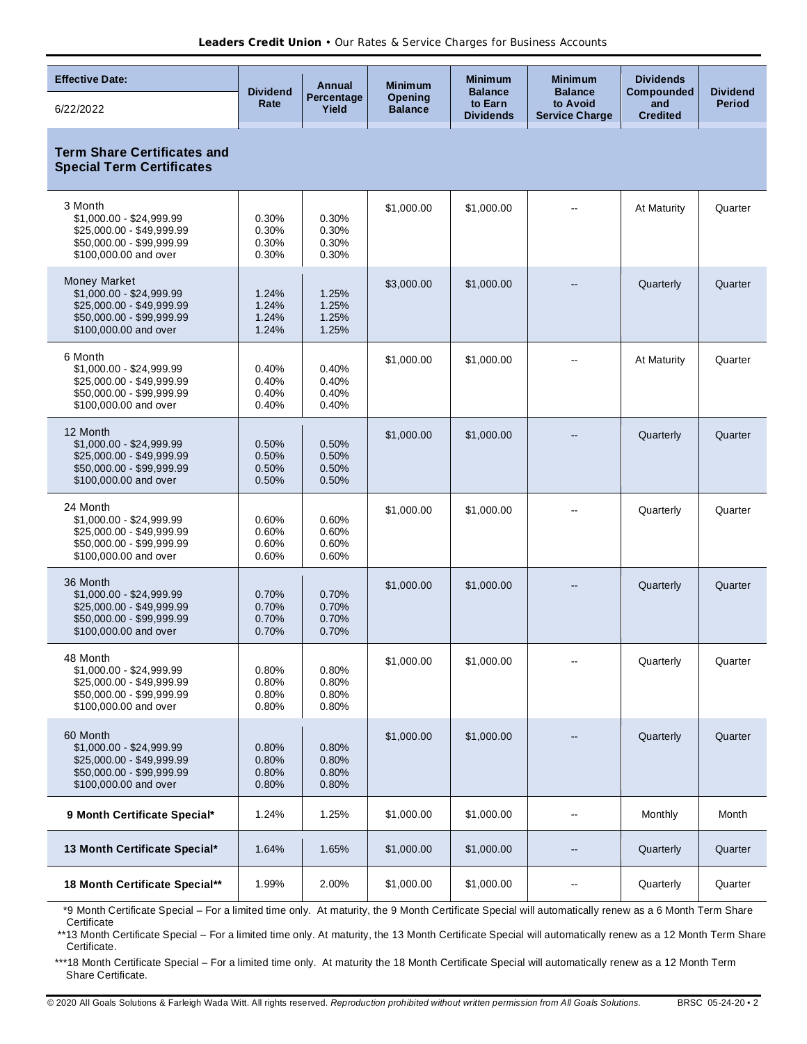| Effective Date: 6/22/2022 | Dividend Rate | Annual Percentage Yield | Minimum Opening Balance | Minimum Balance to Earn Dividends | Minimum Balance to Avoid Service Charge | Dividends Compounded and Credited | Dividend Period |
|---|---|---|---|---|---|---|---|
| **Term Share Certificates and Special Term Certificates** | | | | | | | |
| 3 Month<br>$1,000.00 - $24,999.99<br>$25,000.00 - $49,999.99<br>$50,000.00 - $99,999.99<br>$100,000.00 and over | 0.30%<br>0.30%<br>0.30%<br>0.30% | 0.30%<br>0.30%<br>0.30%<br>0.30% | $1,000.00 | $1,000.00 | -- | At Maturity | Quarter |
| Money Market<br>$1,000.00 - $24,999.99<br>$25,000.00 - $49,999.99<br>$50,000.00 - $99,999.99<br>$100,000.00 and over | 1.24%<br>1.24%<br>1.24%<br>1.24% | 1.25%<br>1.25%<br>1.25%<br>1.25% | $3,000.00 | $1,000.00 | -- | Quarterly | Quarter |
| 6 Month<br>$1,000.00 - $24,999.99<br>$25,000.00 - $49,999.99<br>$50,000.00 - $99,999.99<br>$100,000.00 and over | 0.40%<br>0.40%<br>0.40%<br>0.40% | 0.40%<br>0.40%<br>0.40%<br>0.40% | $1,000.00 | $1,000.00 | -- | At Maturity | Quarter |
| 12 Month<br>$1,000.00 - $24,999.99<br>$25,000.00 - $49,999.99<br>$50,000.00 - $99,999.99<br>$100,000.00 and over | 0.50%<br>0.50%<br>0.50%<br>0.50% | 0.50%<br>0.50%<br>0.50%<br>0.50% | $1,000.00 | $1,000.00 | -- | Quarterly | Quarter |
| 24 Month<br>$1,000.00 - $24,999.99<br>$25,000.00 - $49,999.99<br>$50,000.00 - $99,999.99<br>$100,000.00 and over | 0.60%<br>0.60%<br>0.60%<br>0.60% | 0.60%<br>0.60%<br>0.60%<br>0.60% | $1,000.00 | $1,000.00 | -- | Quarterly | Quarter |
| 36 Month<br>$1,000.00 - $24,999.99<br>$25,000.00 - $49,999.99<br>$50,000.00 - $99,999.99<br>$100,000.00 and over | 0.70%<br>0.70%<br>0.70%<br>0.70% | 0.70%<br>0.70%<br>0.70%<br>0.70% | $1,000.00 | $1,000.00 | -- | Quarterly | Quarter |
| 48 Month<br>$1,000.00 - $24,999.99<br>$25,000.00 - $49,999.99<br>$50,000.00 - $99,999.99<br>$100,000.00 and over | 0.80%<br>0.80%<br>0.80%<br>0.80% | 0.80%<br>0.80%<br>0.80%<br>0.80% | $1,000.00 | $1,000.00 | -- | Quarterly | Quarter |
| 60 Month<br>$1,000.00 - $24,999.99<br>$25,000.00 - $49,999.99<br>$50,000.00 - $99,999.99<br>$100,000.00 and over | 0.80%<br>0.80%<br>0.80%<br>0.80% | 0.80%<br>0.80%<br>0.80%<br>0.80% | $1,000.00 | $1,000.00 | -- | Quarterly | Quarter |
| **9 Month Certificate Special*** | 1.24% | 1.25% | $1,000.00 | $1,000.00 | -- | Monthly | Month |
| **13 Month Certificate Special*** | 1.64% | 1.65% | $1,000.00 | $1,000.00 | -- | Quarterly | Quarter |
| **18 Month Certificate Special**** | 1.99% | 2.00% | $1,000.00 | $1,000.00 | -- | Quarterly | Quarter |

*9 Month Certificate Special – For a limited time only. At maturity, the 9 Month Certificate Special will automatically renew as a 6 Month Term Share Certificate

**13 Month Certificate Special – For a limited time only. At maturity, the 13 Month Certificate Special will automatically renew as a 12 Month Term Share Certificate.

***18 Month Certificate Special – For a limited time only. At maturity the 18 Month Certificate Special will automatically renew as a 12 Month Term Share Certificate.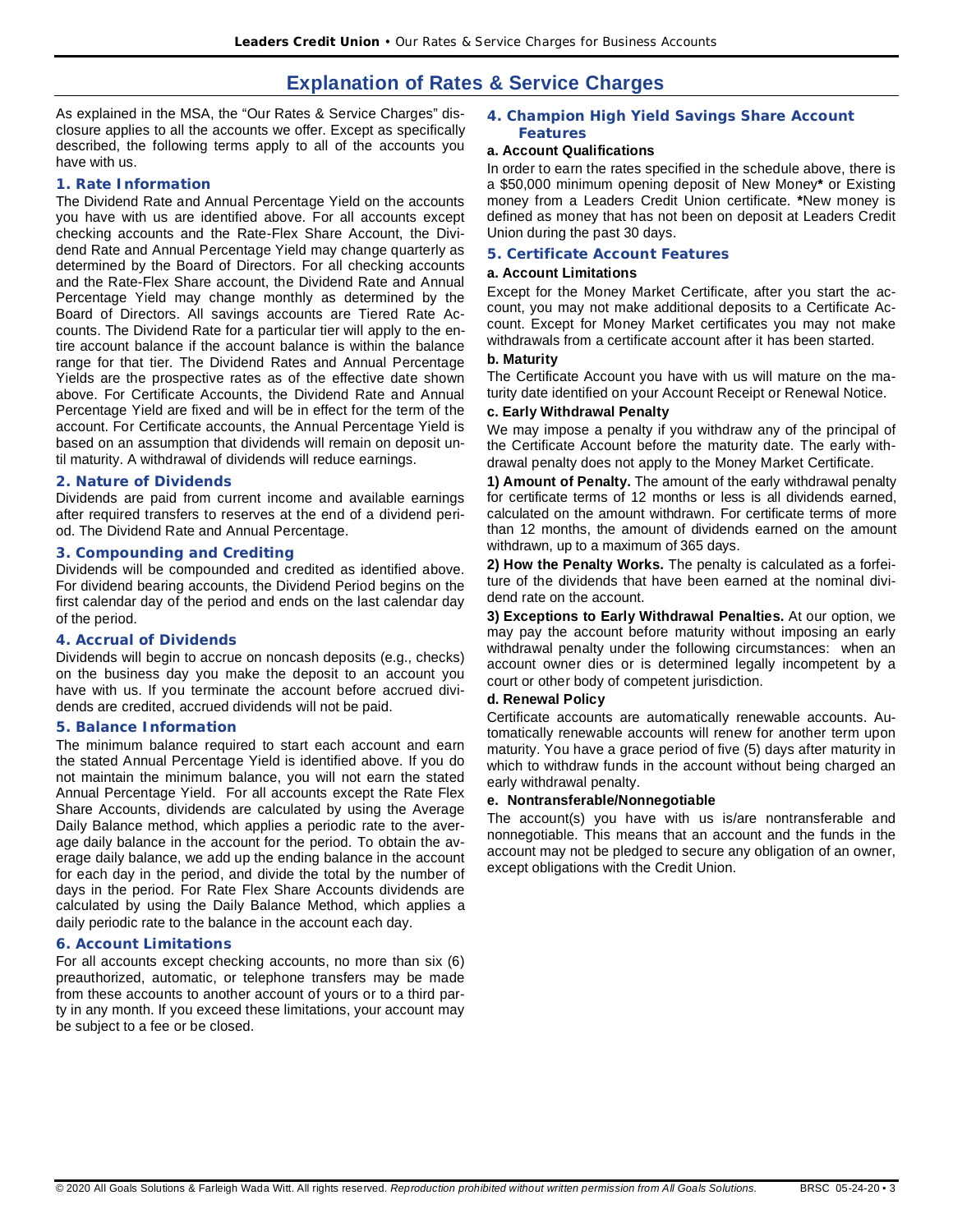# Explanation of Rates & Service Charges

As explained in the MSA, the "Our Rates & Service Charges" disclosure applies to all the accounts we offer. Except as specifically described, the following terms apply to all of the accounts you have with us.

## 1. Rate Information

The Dividend Rate and Annual Percentage Yield on the accounts you have with us are identified above. For all accounts except checking accounts and the Rate-Flex Share Account, the Dividend Rate and Annual Percentage Yield may change quarterly as determined by the Board of Directors. For all checking accounts and the Rate-Flex Share account, the Dividend Rate and Annual Percentage Yield may change monthly as determined by the Board of Directors. All savings accounts are Tiered Rate Accounts. The Dividend Rate for a particular tier will apply to the entire account balance if the account balance is within the balance range for that tier. The Dividend Rates and Annual Percentage Yields are the prospective rates as of the effective date shown above. For Certificate Accounts, the Dividend Rate and Annual Percentage Yield are fixed and will be in effect for the term of the account. For Certificate accounts, the Annual Percentage Yield is based on an assumption that dividends will remain on deposit until maturity. A withdrawal of dividends will reduce earnings.

## 2. Nature of Dividends

Dividends are paid from current income and available earnings after required transfers to reserves at the end of a dividend period. The Dividend Rate and Annual Percentage.

## 3. Compounding and Crediting

Dividends will be compounded and credited as identified above. For dividend bearing accounts, the Dividend Period begins on the first calendar day of the period and ends on the last calendar day of the period.

## 4. Accrual of Dividends

Dividends will begin to accrue on noncash deposits (e.g., checks) on the business day you make the deposit to an account you have with us. If you terminate the account before accrued dividends are credited, accrued dividends will not be paid.

## 5. Balance Information

The minimum balance required to start each account and earn the stated Annual Percentage Yield is identified above. If you do not maintain the minimum balance, you will not earn the stated Annual Percentage Yield. For all accounts except the Rate Flex Share Accounts, dividends are calculated by using the Average Daily Balance method, which applies a periodic rate to the average daily balance in the account for the period. To obtain the average daily balance, we add up the ending balance in the account for each day in the period, and divide the total by the number of days in the period. For Rate Flex Share Accounts dividends are calculated by using the Daily Balance Method, which applies a daily periodic rate to the balance in the account each day.

## 6. Account Limitations

For all accounts except checking accounts, no more than six (6) preauthorized, automatic, or telephone transfers may be made from these accounts to another account of yours or to a third party in any month. If you exceed these limitations, your account may be subject to a fee or be closed.

## 4. Champion High Yield Savings Share Account Features

**a. Account Qualifications**

In order to earn the rates specified in the schedule above, there is a $50,000 minimum opening deposit of New Money* or Existing money from a Leaders Credit Union certificate. *New money is defined as money that has not been on deposit at Leaders Credit Union during the past 30 days.

## 5. Certificate Account Features

**a. Account Limitations**

Except for the Money Market Certificate, after you start the account, you may not make additional deposits to a Certificate Account. Except for Money Market certificates you may not make withdrawals from a certificate account after it has been started.

**b. Maturity**

The Certificate Account you have with us will mature on the maturity date identified on your Account Receipt or Renewal Notice.

**c. Early Withdrawal Penalty**

We may impose a penalty if you withdraw any of the principal of the Certificate Account before the maturity date. The early withdrawal penalty does not apply to the Money Market Certificate.

**1) Amount of Penalty.** The amount of the early withdrawal penalty for certificate terms of 12 months or less is all dividends earned, calculated on the amount withdrawn. For certificate terms of more than 12 months, the amount of dividends earned on the amount withdrawn, up to a maximum of 365 days.

**2) How the Penalty Works.** The penalty is calculated as a forfeiture of the dividends that have been earned at the nominal dividend rate on the account.

**3) Exceptions to Early Withdrawal Penalties.** At our option, we may pay the account before maturity without imposing an early withdrawal penalty under the following circumstances: when an account owner dies or is determined legally incompetent by a court or other body of competent jurisdiction.

**d. Renewal Policy**

Certificate accounts are automatically renewable accounts. Automatically renewable accounts will renew for another term upon maturity. You have a grace period of five (5) days after maturity in which to withdraw funds in the account without being charged an early withdrawal penalty.

**e. Nontransferable/Nonnegotiable**

The account(s) you have with us is/are nontransferable and nonnegotiable. This means that an account and the funds in the account may not be pledged to secure any obligation of an owner, except obligations with the Credit Union.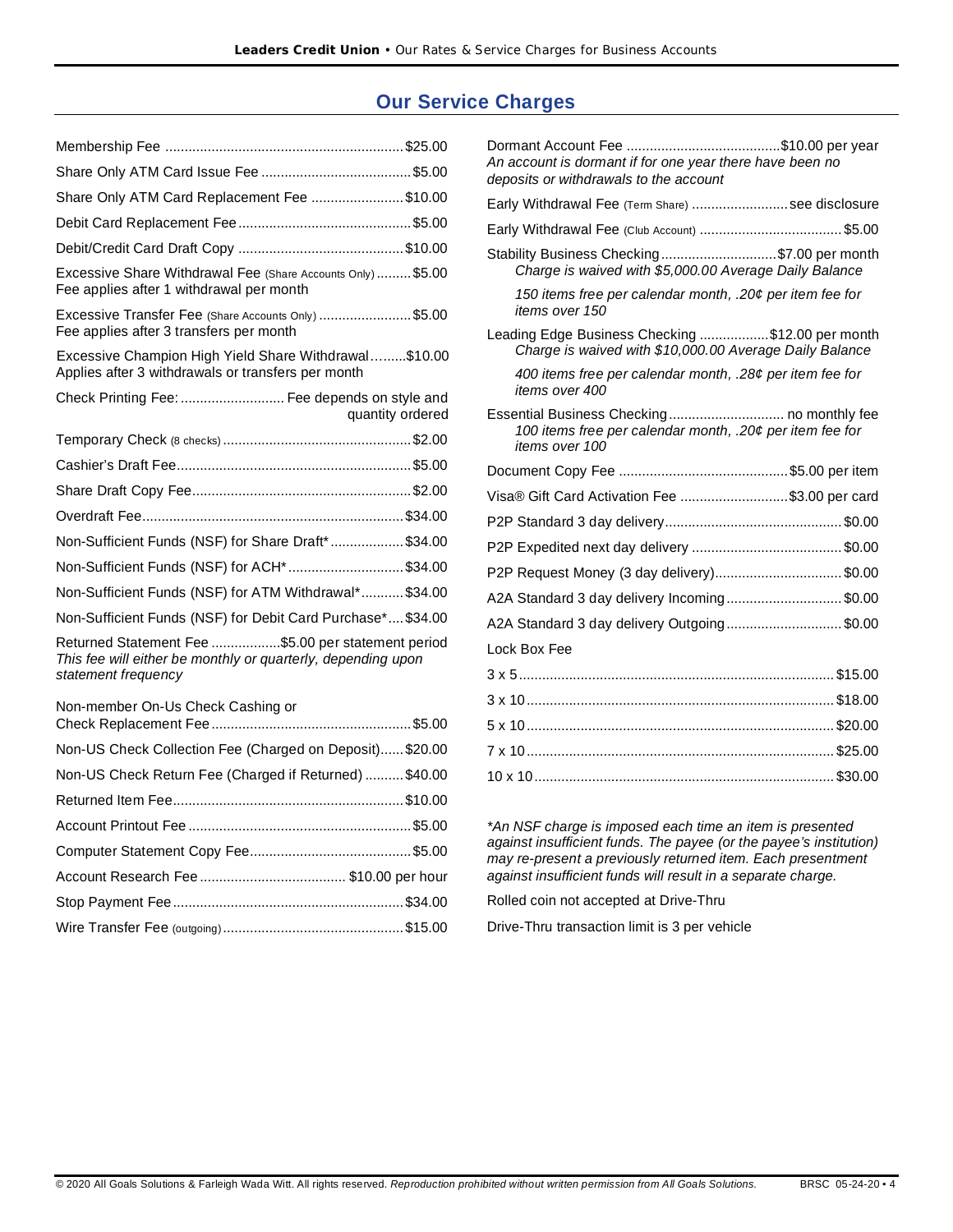## Our Service Charges

| | |
|---|---|
| Membership Fee | $25.00 |
| Share Only ATM Card Issue Fee | $5.00 |
| Share Only ATM Card Replacement Fee | $10.00 |
| Debit Card Replacement Fee | $5.00 |
| Debit/Credit Card Draft Copy | $10.00 |
| Excessive Share Withdrawal Fee (Share Accounts Only) Fee applies after 1 withdrawal per month | $5.00 |
| Excessive Transfer Fee (Share Accounts Only) Fee applies after 3 transfers per month | $5.00 |
| Excessive Champion High Yield Share Withdrawal Applies after 3 withdrawals or transfers per month | $10.00 |
| Check Printing Fee: | Fee depends on style and quantity ordered |
| Temporary Check (8 checks) | $2.00 |
| Cashier's Draft Fee | $5.00 |
| Share Draft Copy Fee | $2.00 |
| Overdraft Fee | $34.00 |
| Non-Sufficient Funds (NSF) for Share Draft* | $34.00 |
| Non-Sufficient Funds (NSF) for ACH* | $34.00 |
| Non-Sufficient Funds (NSF) for ATM Withdrawal* | $34.00 |
| Non-Sufficient Funds (NSF) for Debit Card Purchase* | $34.00 |
| Returned Statement Fee *This fee will either be monthly or quarterly, depending upon statement frequency* | $5.00 per statement period |
| Non-member On-Us Check Cashing or Check Replacement Fee | $5.00 |
| Non-US Check Collection Fee (Charged on Deposit) | $20.00 |
| Non-US Check Return Fee (Charged if Returned) | $40.00 |
| Returned Item Fee | $10.00 |
| Account Printout Fee | $5.00 |
| Computer Statement Copy Fee | $5.00 |
| Account Research Fee | $10.00 per hour |
| Stop Payment Fee | $34.00 |
| Wire Transfer Fee (outgoing) | $15.00 |
| Dormant Account Fee *An account is dormant if for one year there have been no deposits or withdrawals to the account* | $10.00 per year |
| Early Withdrawal Fee (Term Share) | see disclosure |
| Early Withdrawal Fee (Club Account) | $5.00 |
| Stability Business Checking *Charge is waived with $5,000.00 Average Daily Balance* *150 items free per calendar month, .20¢ per item fee for items over 150* | $7.00 per month |
| Leading Edge Business Checking *Charge is waived with $10,000.00 Average Daily Balance* *400 items free per calendar month, .28¢ per item fee for items over 400* | $12.00 per month |
| Essential Business Checking *100 items free per calendar month, .20¢ per item fee for items over 100* | no monthly fee |
| Document Copy Fee | $5.00 per item |
| Visa® Gift Card Activation Fee | $3.00 per card |
| P2P Standard 3 day delivery | $0.00 |
| P2P Expedited next day delivery | $0.00 |
| P2P Request Money (3 day delivery) | $0.00 |
| A2A Standard 3 day delivery Incoming | $0.00 |
| A2A Standard 3 day delivery Outgoing | $0.00 |
| Lock Box Fee | |
| 3 x 5 | $15.00 |
| 3 x 10 | $18.00 |
| 5 x 10 | $20.00 |
| 7 x 10 | $25.00 |
| 10 x 10 | $30.00 |

*\*An NSF charge is imposed each time an item is presented against insufficient funds. The payee (or the payee's institution) may re-present a previously returned item. Each presentment against insufficient funds will result in a separate charge.*

Rolled coin not accepted at Drive-Thru

Drive-Thru transaction limit is 3 per vehicle